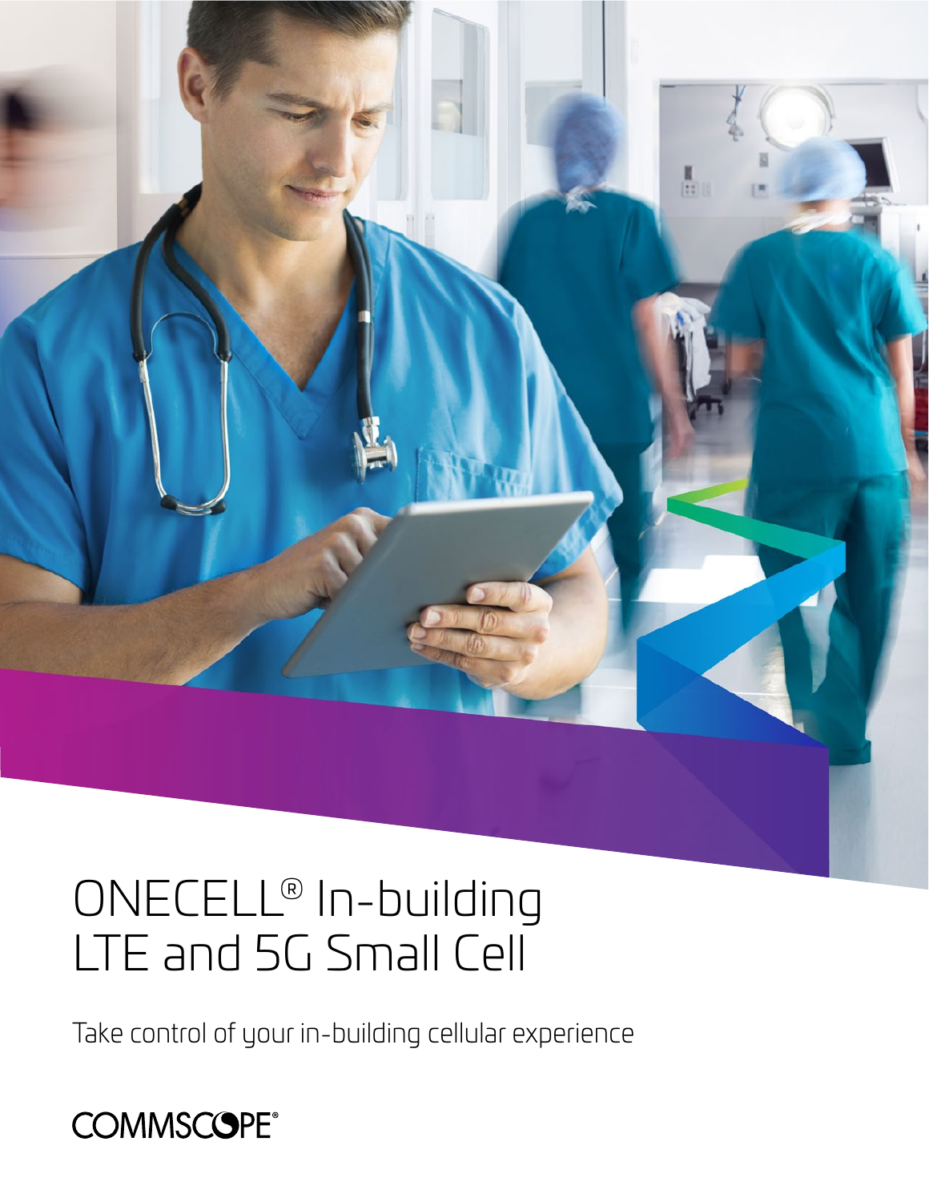# ONECELL® In-building LTE and 5G Small Cell

Take control of your in-building cellular experience

COMMSCOPE®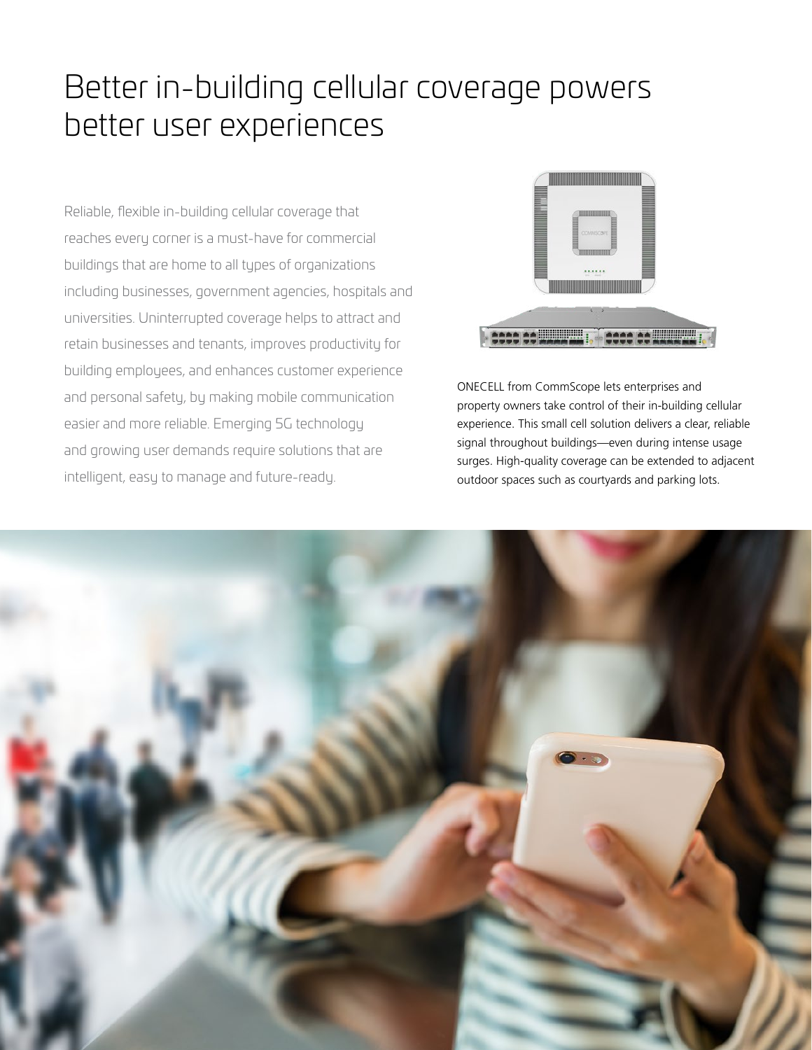# Better in-building cellular coverage powers better user experiences

Reliable, flexible in-building cellular coverage that reaches every corner is a must-have for commercial buildings that are home to all types of organizations including businesses, government agencies, hospitals and universities. Uninterrupted coverage helps to attract and retain businesses and tenants, improves productivity for building employees, and enhances customer experience and personal safety, by making mobile communication easier and more reliable. Emerging 5G technology and growing user demands require solutions that are intelligent, easy to manage and future-ready.

ONECELL from CommScope lets enterprises and property owners take control of their in-building cellular experience. This small cell solution delivers a clear, reliable signal throughout buildings—even during intense usage surges. High-quality coverage can be extended to adjacent outdoor spaces such as courtyards and parking lots.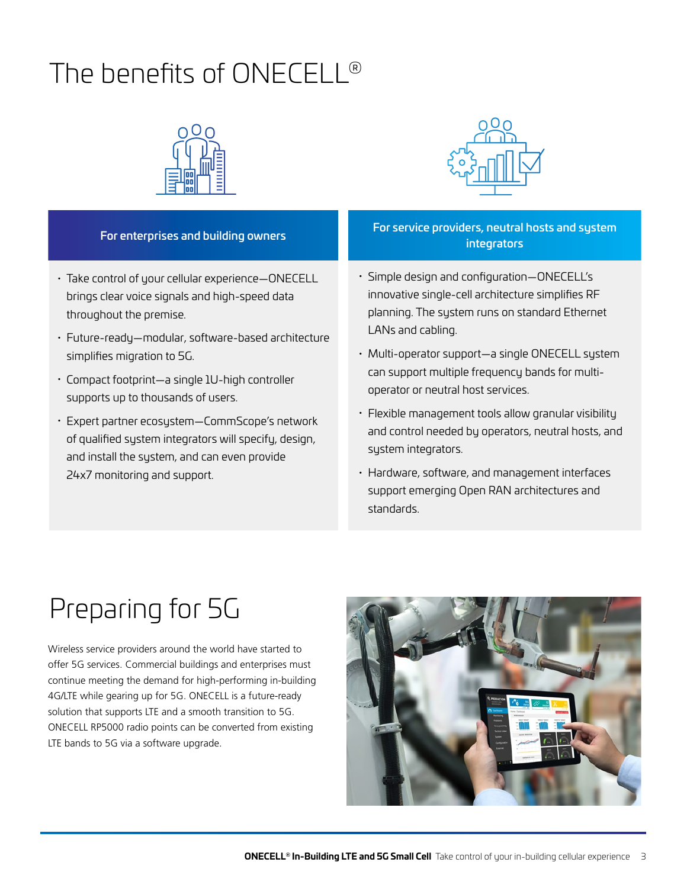# The benefits of ONECELL®

### For enterprises and building owners

- Take control of your cellular experience—ONECELL brings clear voice signals and high-speed data throughout the premise.
- Future-ready—modular, software-based architecture simplifies migration to 5G.
- Compact footprint—a single 1U-high controller supports up to thousands of users.
- Expert partner ecosystem—CommScope's network of qualified system integrators will specify, design, and install the system, and can even provide 24x7 monitoring and support.

### For service providers, neutral hosts and system integrators

- Simple design and configuration—ONECELL's innovative single-cell architecture simplifies RF planning. The system runs on standard Ethernet LANs and cabling.
- Multi-operator support—a single ONECELL system can support multiple frequency bands for multi-operator or neutral host services.
- Flexible management tools allow granular visibility and control needed by operators, neutral hosts, and system integrators.
- Hardware, software, and management interfaces support emerging Open RAN architectures and standards.

# Preparing for 5G

Wireless service providers around the world have started to offer 5G services. Commercial buildings and enterprises must continue meeting the demand for high-performing in-building 4G/LTE while gearing up for 5G. ONECELL is a future-ready solution that supports LTE and a smooth transition to 5G. ONECELL RP5000 radio points can be converted from existing LTE bands to 5G via a software upgrade.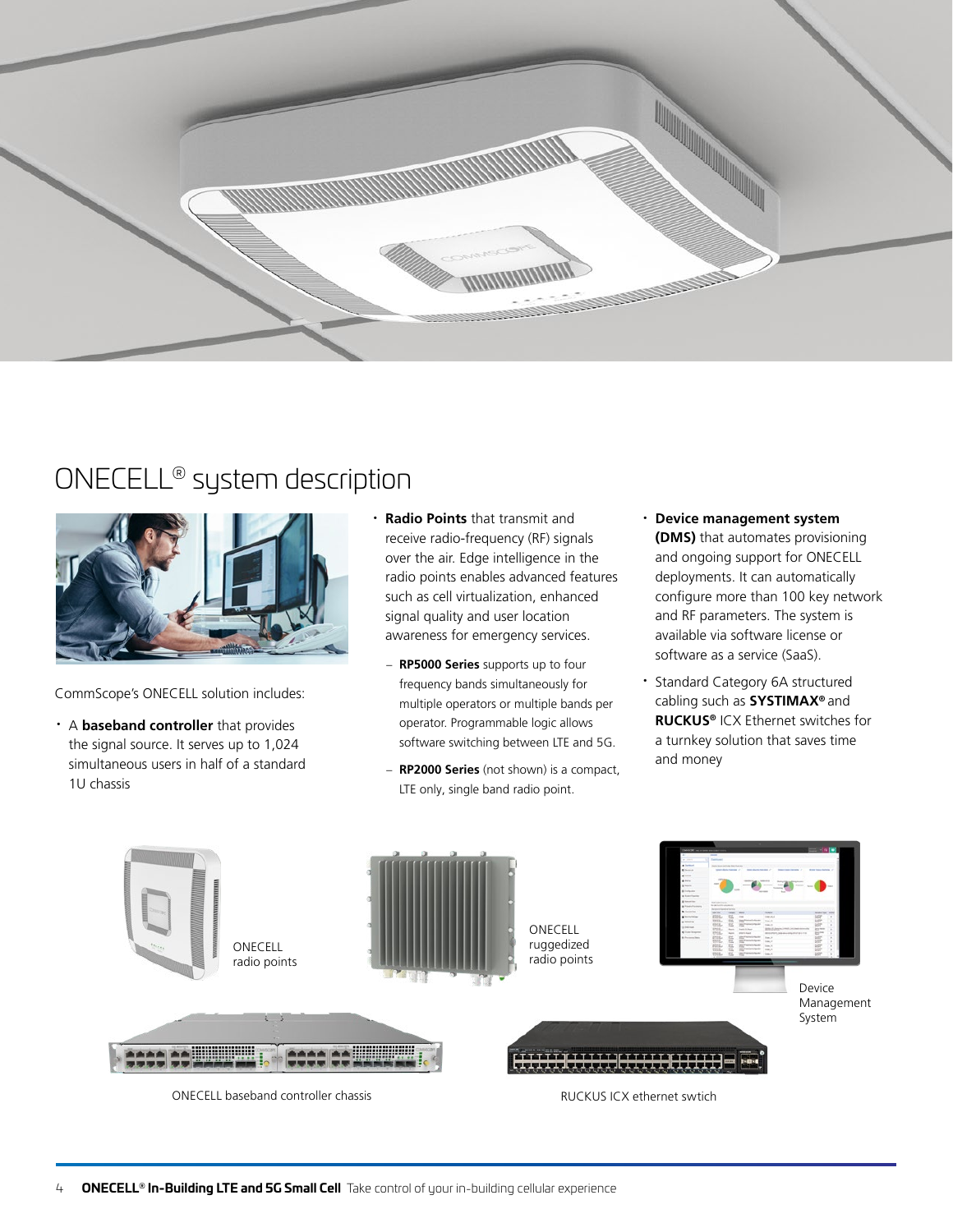# ONECELL® system description

CommScope's ONECELL solution includes:

- A **baseband controller** that provides the signal source. It serves up to 1,024 simultaneous users in half of a standard 1U chassis
- **Radio Points** that transmit and receive radio-frequency (RF) signals over the air. Edge intelligence in the radio points enables advanced features such as cell virtualization, enhanced signal quality and user location awareness for emergency services.
  - **RP5000 Series** supports up to four frequency bands simultaneously for multiple operators or multiple bands per operator. Programmable logic allows software switching between LTE and 5G.
  - **RP2000 Series** (not shown) is a compact, LTE only, single band radio point.
- **Device management system (DMS)** that automates provisioning and ongoing support for ONECELL deployments. It can automatically configure more than 100 key network and RF parameters. The system is available via software license or software as a service (SaaS).
- Standard Category 6A structured cabling such as **SYSTIMAX®** and **RUCKUS®** ICX Ethernet switches for a turnkey solution that saves time and money

ONECELL radio points

ONECELL ruggedized radio points

Device Management System

ONECELL baseband controller chassis

RUCKUS ICX ethernet swtich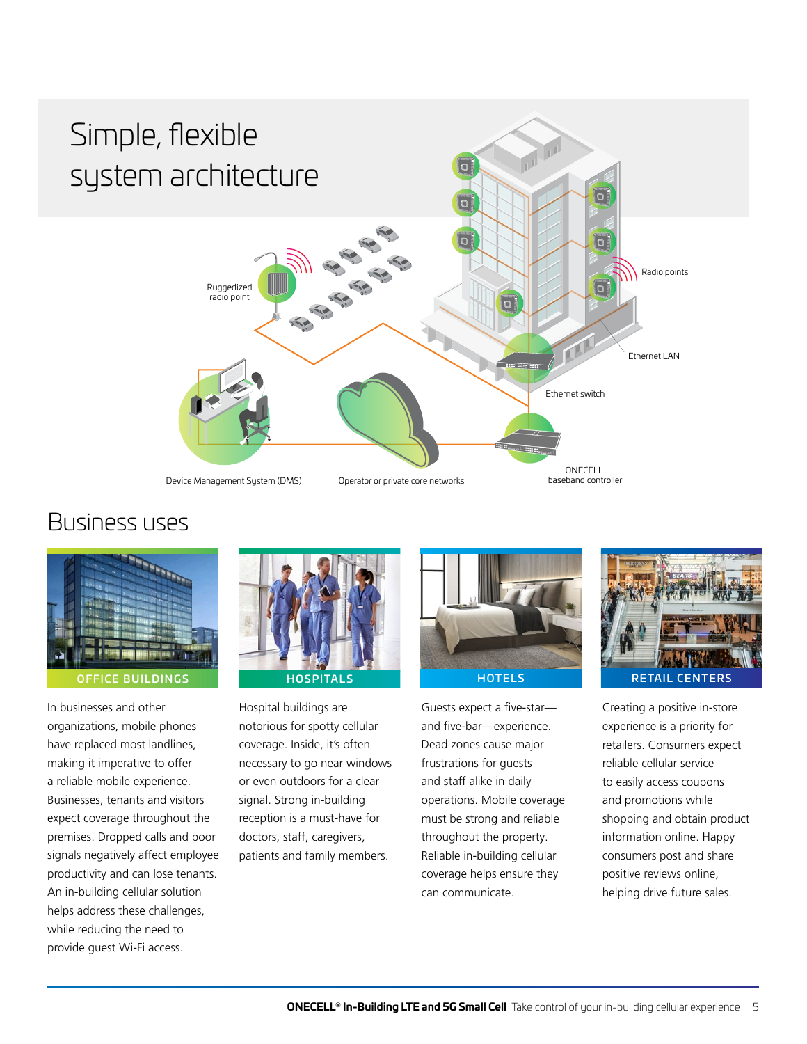# Simple, flexible system architecture

Ruggedized radio point

Radio points

Ethernet LAN

Ethernet switch

Device Management System (DMS)

Operator or private core networks

ONECELL baseband controller

## Business uses

### OFFICE BUILDINGS

In businesses and other organizations, mobile phones have replaced most landlines, making it imperative to offer a reliable mobile experience. Businesses, tenants and visitors expect coverage throughout the premises. Dropped calls and poor signals negatively affect employee productivity and can lose tenants. An in-building cellular solution helps address these challenges, while reducing the need to provide guest Wi-Fi access.

### HOSPITALS

Hospital buildings are notorious for spotty cellular coverage. Inside, it's often necessary to go near windows or even outdoors for a clear signal. Strong in-building reception is a must-have for doctors, staff, caregivers, patients and family members.

### HOTELS

Guests expect a five-star—and five-bar—experience. Dead zones cause major frustrations for guests and staff alike in daily operations. Mobile coverage must be strong and reliable throughout the property. Reliable in-building cellular coverage helps ensure they can communicate.

### RETAIL CENTERS

Creating a positive in-store experience is a priority for retailers. Consumers expect reliable cellular service to easily access coupons and promotions while shopping and obtain product information online. Happy consumers post and share positive reviews online, helping drive future sales.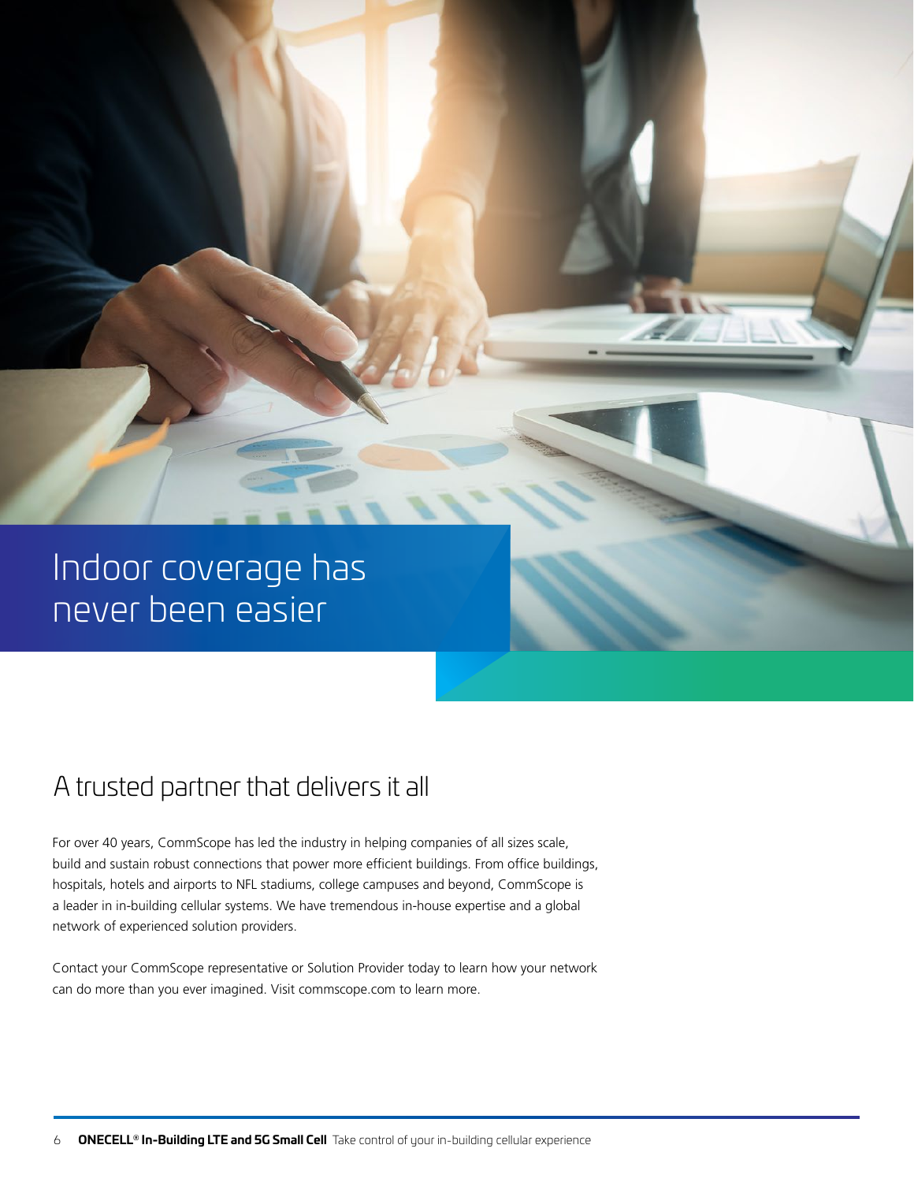# Indoor coverage has never been easier

## A trusted partner that delivers it all

For over 40 years, CommScope has led the industry in helping companies of all sizes scale, build and sustain robust connections that power more efficient buildings. From office buildings, hospitals, hotels and airports to NFL stadiums, college campuses and beyond, CommScope is a leader in in-building cellular systems. We have tremendous in-house expertise and a global network of experienced solution providers.

Contact your CommScope representative or Solution Provider today to learn how your network can do more than you ever imagined. Visit commscope.com to learn more.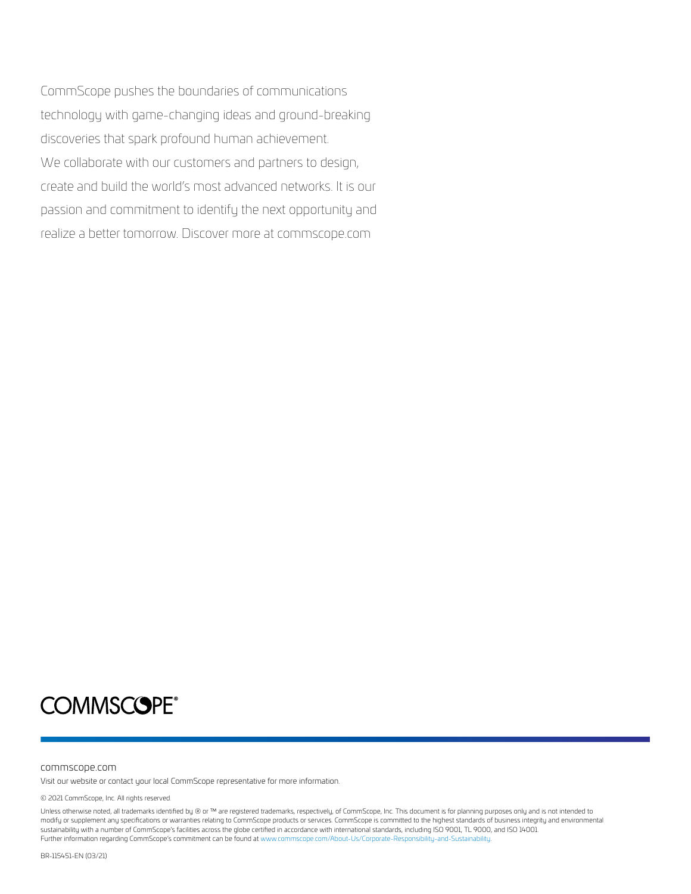CommScope pushes the boundaries of communications technology with game-changing ideas and ground-breaking discoveries that spark profound human achievement. We collaborate with our customers and partners to design, create and build the world's most advanced networks. It is our passion and commitment to identify the next opportunity and realize a better tomorrow. Discover more at commscope.com

COMMSCOPE®

commscope.com

Visit our website or contact your local CommScope representative for more information.

© 2021 CommScope, Inc. All rights reserved.

Unless otherwise noted, all trademarks identified by ® or ™ are registered trademarks, respectively, of CommScope, Inc. This document is for planning purposes only and is not intended to modify or supplement any specifications or warranties relating to CommScope products or services. CommScope is committed to the highest standards of business integrity and environmental sustainability with a number of CommScope's facilities across the globe certified in accordance with international standards, including ISO 9001, TL 9000, and ISO 14001. Further information regarding CommScope's commitment can be found at www.commscope.com/About-Us/Corporate-Responsibility-and-Sustainability.

BR-115451-EN (03/21)